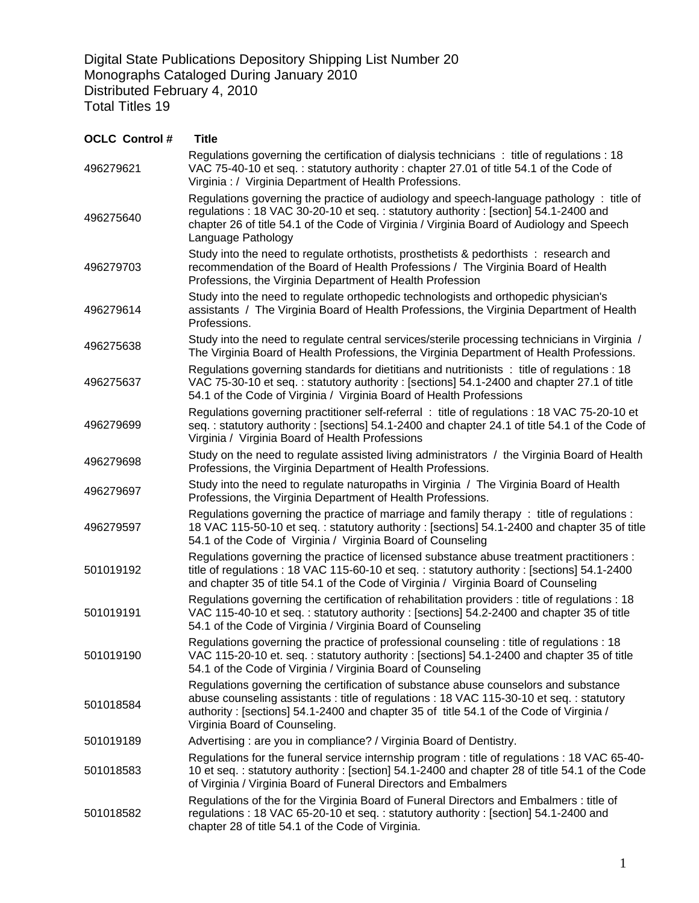Digital State Publications Depository Shipping List Number 20
Monographs Cataloged During January 2010
Distributed February 4, 2010
Total Titles 19

| OCLC Control # | Title |
|---|---|
| 496279621 | Regulations governing the certification of dialysis technicians : title of regulations : 18 VAC 75-40-10 et seq. : statutory authority : chapter 27.01 of title 54.1 of the Code of Virginia : / Virginia Department of Health Professions. |
| 496275640 | Regulations governing the practice of audiology and speech-language pathology : title of regulations : 18 VAC 30-20-10 et seq. : statutory authority : [section] 54.1-2400 and chapter 26 of title 54.1 of the Code of Virginia / Virginia Board of Audiology and Speech Language Pathology |
| 496279703 | Study into the need to regulate orthotists, prosthetists & pedorthists : research and recommendation of the Board of Health Professions / The Virginia Board of Health Professions, the Virginia Department of Health Profession |
| 496279614 | Study into the need to regulate orthopedic technologists and orthopedic physician's assistants / The Virginia Board of Health Professions, the Virginia Department of Health Professions. |
| 496275638 | Study into the need to regulate central services/sterile processing technicians in Virginia / The Virginia Board of Health Professions, the Virginia Department of Health Professions. |
| 496275637 | Regulations governing standards for dietitians and nutritionists : title of regulations : 18 VAC 75-30-10 et seq. : statutory authority : [sections] 54.1-2400 and chapter 27.1 of title 54.1 of the Code of Virginia / Virginia Board of Health Professions |
| 496279699 | Regulations governing practitioner self-referral : title of regulations : 18 VAC 75-20-10 et seq. : statutory authority : [sections] 54.1-2400 and chapter 24.1 of title 54.1 of the Code of Virginia / Virginia Board of Health Professions |
| 496279698 | Study on the need to regulate assisted living administrators / the Virginia Board of Health Professions, the Virginia Department of Health Professions. |
| 496279697 | Study into the need to regulate naturopaths in Virginia / The Virginia Board of Health Professions, the Virginia Department of Health Professions. |
| 496279597 | Regulations governing the practice of marriage and family therapy : title of regulations : 18 VAC 115-50-10 et seq. : statutory authority : [sections] 54.1-2400 and chapter 35 of title 54.1 of the Code of Virginia / Virginia Board of Counseling |
| 501019192 | Regulations governing the practice of licensed substance abuse treatment practitioners : title of regulations : 18 VAC 115-60-10 et seq. : statutory authority : [sections] 54.1-2400 and chapter 35 of title 54.1 of the Code of Virginia / Virginia Board of Counseling |
| 501019191 | Regulations governing the certification of rehabilitation providers : title of regulations : 18 VAC 115-40-10 et seq. : statutory authority : [sections] 54.2-2400 and chapter 35 of title 54.1 of the Code of Virginia / Virginia Board of Counseling |
| 501019190 | Regulations governing the practice of professional counseling : title of regulations : 18 VAC 115-20-10 et. seq. : statutory authority : [sections] 54.1-2400 and chapter 35 of title 54.1 of the Code of Virginia / Virginia Board of Counseling |
| 501018584 | Regulations governing the certification of substance abuse counselors and substance abuse counseling assistants : title of regulations : 18 VAC 115-30-10 et seq. : statutory authority : [sections] 54.1-2400 and chapter 35 of title 54.1 of the Code of Virginia / Virginia Board of Counseling. |
| 501019189 | Advertising : are you in compliance? / Virginia Board of Dentistry. |
| 501018583 | Regulations for the funeral service internship program : title of regulations : 18 VAC 65-40-10 et seq. : statutory authority : [section] 54.1-2400 and chapter 28 of title 54.1 of the Code of Virginia / Virginia Board of Funeral Directors and Embalmers |
| 501018582 | Regulations of the for the Virginia Board of Funeral Directors and Embalmers : title of regulations : 18 VAC 65-20-10 et seq. : statutory authority : [section] 54.1-2400 and chapter 28 of title 54.1 of the Code of Virginia. |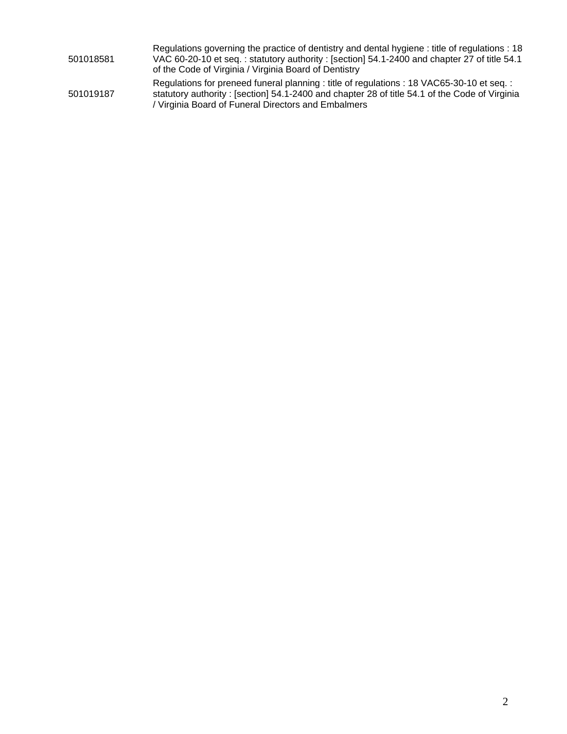| | |
|---|---|
| 501018581 | Regulations governing the practice of dentistry and dental hygiene : title of regulations : 18 VAC 60-20-10 et seq. : statutory authority : [section] 54.1-2400 and chapter 27 of title 54.1 of the Code of Virginia / Virginia Board of Dentistry |
| 501019187 | Regulations for preneed funeral planning : title of regulations : 18 VAC65-30-10 et seq. : statutory authority : [section] 54.1-2400 and chapter 28 of title 54.1 of the Code of Virginia / Virginia Board of Funeral Directors and Embalmers |